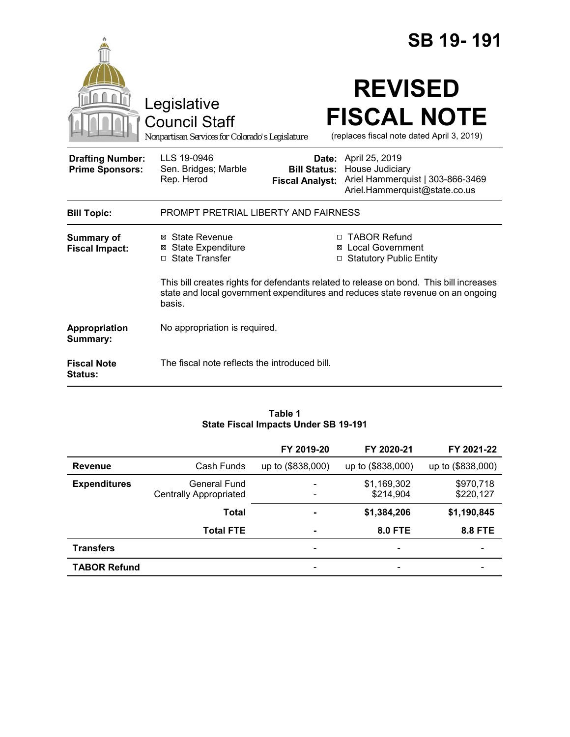# SB 19-191

Legislative Council Staff

*Nonpartisan Services for Colorado's Legislature*

# REVISED FISCAL NOTE

(replaces fiscal note dated April 3, 2019)

| | | | |
|---|---|---|---|
| **Drafting Number:** | LLS 19-0946 | **Date:** | April 25, 2019 |
| **Prime Sponsors:** | Sen. Bridges; Marble<br>Rep. Herod | **Bill Status:** | House Judiciary |
| | | **Fiscal Analyst:** | Ariel Hammerquist \| 303-866-3469<br>Ariel.Hammerquist@state.co.us |

**Bill Topic:** PROMPT PRETRIAL LIBERTY AND FAIRNESS

**Summary of Fiscal Impact:**

- ☒ State Revenue
- ☒ State Expenditure
- ☐ State Transfer
- ☐ TABOR Refund
- ☒ Local Government
- ☐ Statutory Public Entity

This bill creates rights for defendants related to release on bond. This bill increases state and local government expenditures and reduces state revenue on an ongoing basis.

**Appropriation Summary:** No appropriation is required.

**Fiscal Note Status:** The fiscal note reflects the introduced bill.

**Table 1**
**State Fiscal Impacts Under SB 19-191**

| | | FY 2019-20 | FY 2020-21 | FY 2021-22 |
|---|---|---|---|---|
| **Revenue** | Cash Funds | up to ($838,000) | up to ($838,000) | up to ($838,000) |
| **Expenditures** | General Fund<br>Centrally Appropriated | -<br>- | $1,169,302<br>$214,904 | $970,718<br>$220,127 |
| | **Total** | **-** | **$1,384,206** | **$1,190,845** |
| | **Total FTE** | **-** | **8.0 FTE** | **8.8 FTE** |
| **Transfers** | | - | - | - |
| **TABOR Refund** | | - | - | - |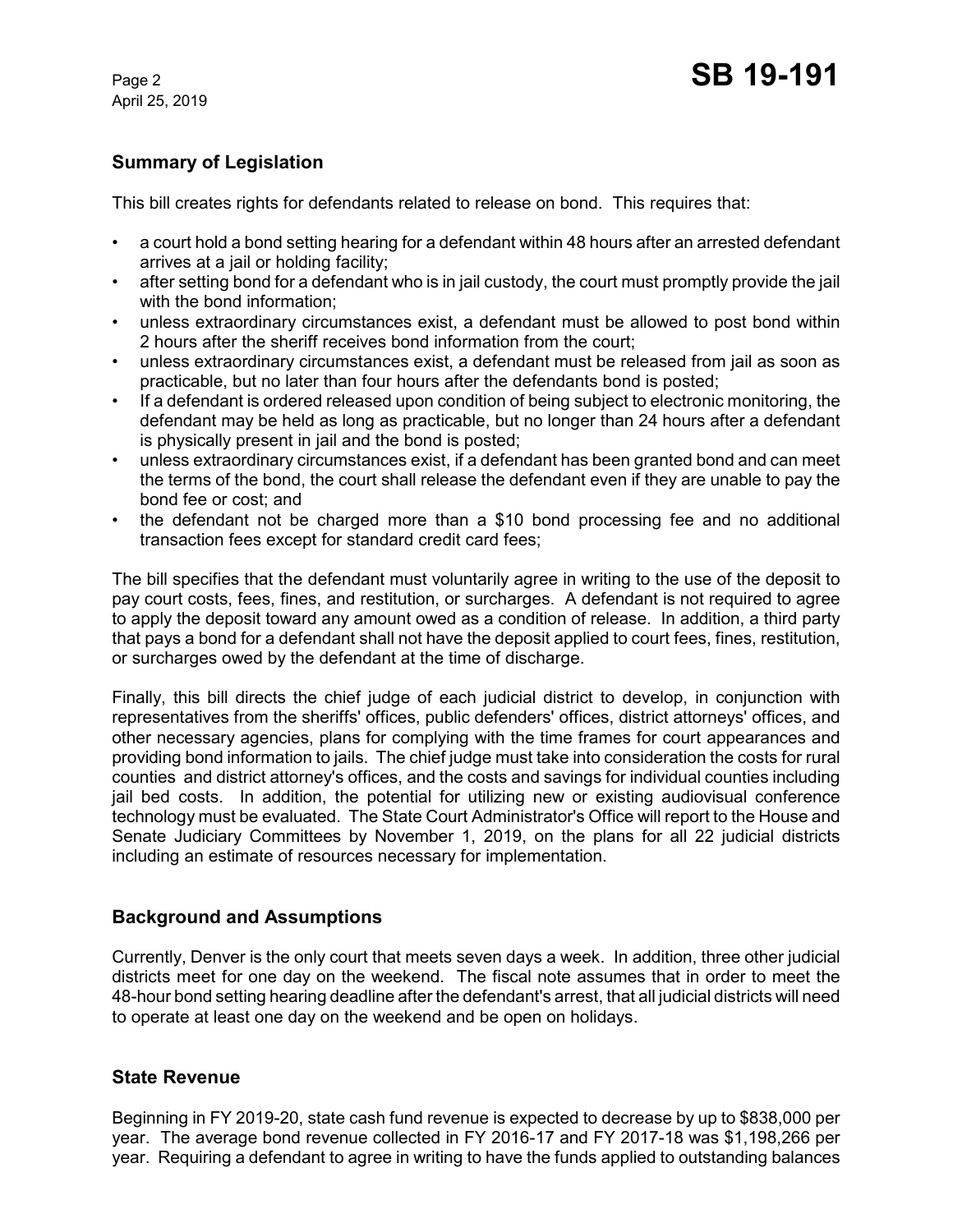## Summary of Legislation

This bill creates rights for defendants related to release on bond. This requires that:

- a court hold a bond setting hearing for a defendant within 48 hours after an arrested defendant arrives at a jail or holding facility;
- after setting bond for a defendant who is in jail custody, the court must promptly provide the jail with the bond information;
- unless extraordinary circumstances exist, a defendant must be allowed to post bond within 2 hours after the sheriff receives bond information from the court;
- unless extraordinary circumstances exist, a defendant must be released from jail as soon as practicable, but no later than four hours after the defendants bond is posted;
- If a defendant is ordered released upon condition of being subject to electronic monitoring, the defendant may be held as long as practicable, but no longer than 24 hours after a defendant is physically present in jail and the bond is posted;
- unless extraordinary circumstances exist, if a defendant has been granted bond and can meet the terms of the bond, the court shall release the defendant even if they are unable to pay the bond fee or cost; and
- the defendant not be charged more than a $10 bond processing fee and no additional transaction fees except for standard credit card fees;

The bill specifies that the defendant must voluntarily agree in writing to the use of the deposit to pay court costs, fees, fines, and restitution, or surcharges. A defendant is not required to agree to apply the deposit toward any amount owed as a condition of release. In addition, a third party that pays a bond for a defendant shall not have the deposit applied to court fees, fines, restitution, or surcharges owed by the defendant at the time of discharge.

Finally, this bill directs the chief judge of each judicial district to develop, in conjunction with representatives from the sheriffs' offices, public defenders' offices, district attorneys' offices, and other necessary agencies, plans for complying with the time frames for court appearances and providing bond information to jails. The chief judge must take into consideration the costs for rural counties and district attorney's offices, and the costs and savings for individual counties including jail bed costs. In addition, the potential for utilizing new or existing audiovisual conference technology must be evaluated. The State Court Administrator's Office will report to the House and Senate Judiciary Committees by November 1, 2019, on the plans for all 22 judicial districts including an estimate of resources necessary for implementation.

## Background and Assumptions

Currently, Denver is the only court that meets seven days a week. In addition, three other judicial districts meet for one day on the weekend. The fiscal note assumes that in order to meet the 48-hour bond setting hearing deadline after the defendant's arrest, that all judicial districts will need to operate at least one day on the weekend and be open on holidays.

## State Revenue

Beginning in FY 2019-20, state cash fund revenue is expected to decrease by up to $838,000 per year. The average bond revenue collected in FY 2016-17 and FY 2017-18 was $1,198,266 per year. Requiring a defendant to agree in writing to have the funds applied to outstanding balances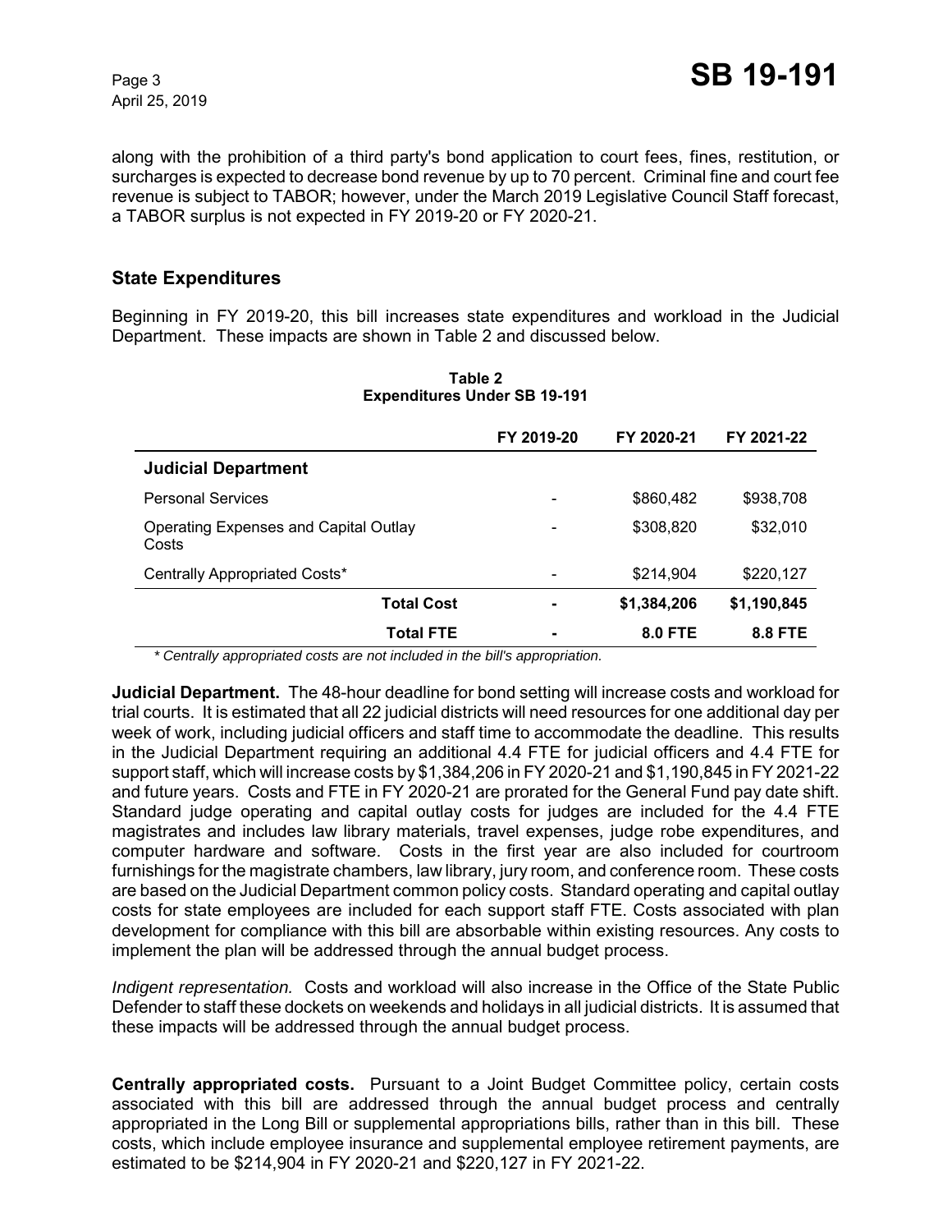along with the prohibition of a third party's bond application to court fees, fines, restitution, or surcharges is expected to decrease bond revenue by up to 70 percent. Criminal fine and court fee revenue is subject to TABOR; however, under the March 2019 Legislative Council Staff forecast, a TABOR surplus is not expected in FY 2019-20 or FY 2020-21.

## State Expenditures

Beginning in FY 2019-20, this bill increases state expenditures and workload in the Judicial Department. These impacts are shown in Table 2 and discussed below.

**Table 2**
**Expenditures Under SB 19-191**

| | FY 2019-20 | FY 2020-21 | FY 2021-22 |
|---|---|---|---|
| **Judicial Department** | | | |
| Personal Services | - | $860,482 | $938,708 |
| Operating Expenses and Capital Outlay Costs | - | $308,820 | $32,010 |
| Centrally Appropriated Costs* | - | $214,904 | $220,127 |
| **Total Cost** | **-** | **$1,384,206** | **$1,190,845** |
| **Total FTE** | **-** | **8.0 FTE** | **8.8 FTE** |

*\* Centrally appropriated costs are not included in the bill's appropriation.*

**Judicial Department.** The 48-hour deadline for bond setting will increase costs and workload for trial courts. It is estimated that all 22 judicial districts will need resources for one additional day per week of work, including judicial officers and staff time to accommodate the deadline. This results in the Judicial Department requiring an additional 4.4 FTE for judicial officers and 4.4 FTE for support staff, which will increase costs by $1,384,206 in FY 2020-21 and $1,190,845 in FY 2021-22 and future years. Costs and FTE in FY 2020-21 are prorated for the General Fund pay date shift. Standard judge operating and capital outlay costs for judges are included for the 4.4 FTE magistrates and includes law library materials, travel expenses, judge robe expenditures, and computer hardware and software. Costs in the first year are also included for courtroom furnishings for the magistrate chambers, law library, jury room, and conference room. These costs are based on the Judicial Department common policy costs. Standard operating and capital outlay costs for state employees are included for each support staff FTE. Costs associated with plan development for compliance with this bill are absorbable within existing resources. Any costs to implement the plan will be addressed through the annual budget process.

*Indigent representation.* Costs and workload will also increase in the Office of the State Public Defender to staff these dockets on weekends and holidays in all judicial districts. It is assumed that these impacts will be addressed through the annual budget process.

**Centrally appropriated costs.** Pursuant to a Joint Budget Committee policy, certain costs associated with this bill are addressed through the annual budget process and centrally appropriated in the Long Bill or supplemental appropriations bills, rather than in this bill. These costs, which include employee insurance and supplemental employee retirement payments, are estimated to be $214,904 in FY 2020-21 and $220,127 in FY 2021-22.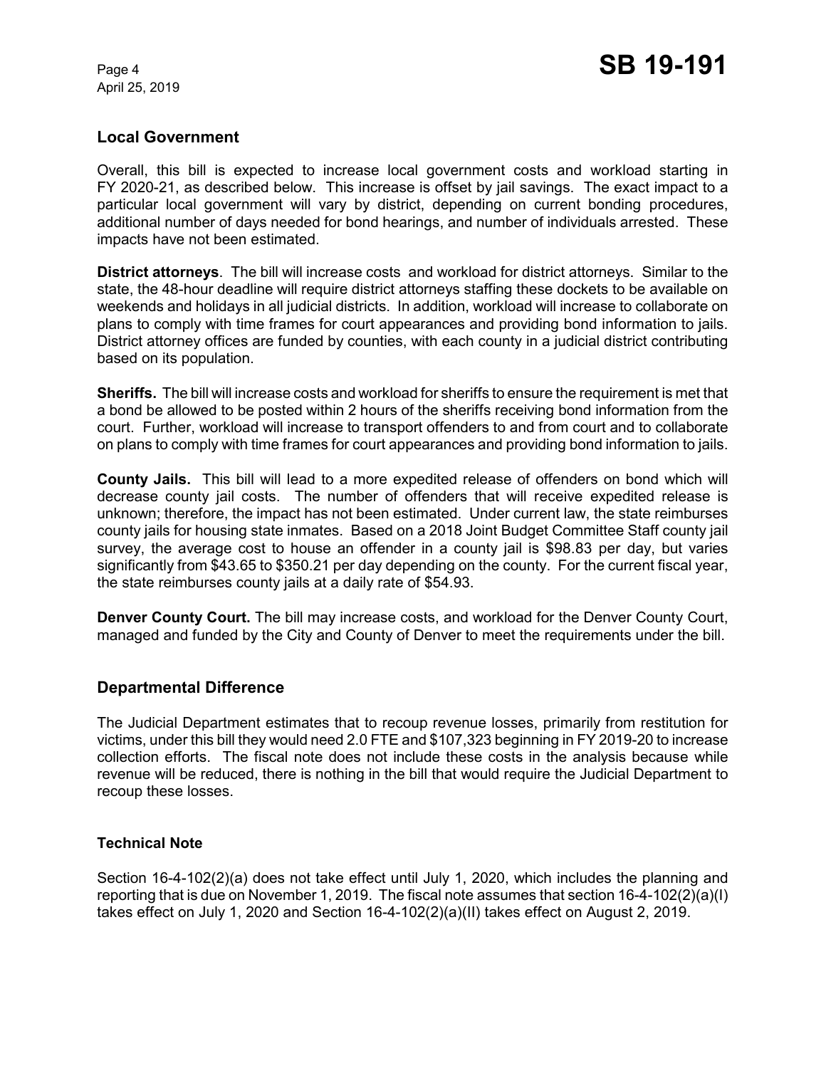## Local Government

Overall, this bill is expected to increase local government costs and workload starting in FY 2020-21, as described below. This increase is offset by jail savings. The exact impact to a particular local government will vary by district, depending on current bonding procedures, additional number of days needed for bond hearings, and number of individuals arrested. These impacts have not been estimated.

**District attorneys**. The bill will increase costs and workload for district attorneys. Similar to the state, the 48-hour deadline will require district attorneys staffing these dockets to be available on weekends and holidays in all judicial districts. In addition, workload will increase to collaborate on plans to comply with time frames for court appearances and providing bond information to jails. District attorney offices are funded by counties, with each county in a judicial district contributing based on its population.

**Sheriffs.** The bill will increase costs and workload for sheriffs to ensure the requirement is met that a bond be allowed to be posted within 2 hours of the sheriffs receiving bond information from the court. Further, workload will increase to transport offenders to and from court and to collaborate on plans to comply with time frames for court appearances and providing bond information to jails.

**County Jails.** This bill will lead to a more expedited release of offenders on bond which will decrease county jail costs. The number of offenders that will receive expedited release is unknown; therefore, the impact has not been estimated. Under current law, the state reimburses county jails for housing state inmates. Based on a 2018 Joint Budget Committee Staff county jail survey, the average cost to house an offender in a county jail is $98.83 per day, but varies significantly from $43.65 to $350.21 per day depending on the county. For the current fiscal year, the state reimburses county jails at a daily rate of $54.93.

**Denver County Court.** The bill may increase costs, and workload for the Denver County Court, managed and funded by the City and County of Denver to meet the requirements under the bill.

## Departmental Difference

The Judicial Department estimates that to recoup revenue losses, primarily from restitution for victims, under this bill they would need 2.0 FTE and $107,323 beginning in FY 2019-20 to increase collection efforts. The fiscal note does not include these costs in the analysis because while revenue will be reduced, there is nothing in the bill that would require the Judicial Department to recoup these losses.

### Technical Note

Section 16-4-102(2)(a) does not take effect until July 1, 2020, which includes the planning and reporting that is due on November 1, 2019. The fiscal note assumes that section 16-4-102(2)(a)(I) takes effect on July 1, 2020 and Section 16-4-102(2)(a)(II) takes effect on August 2, 2019.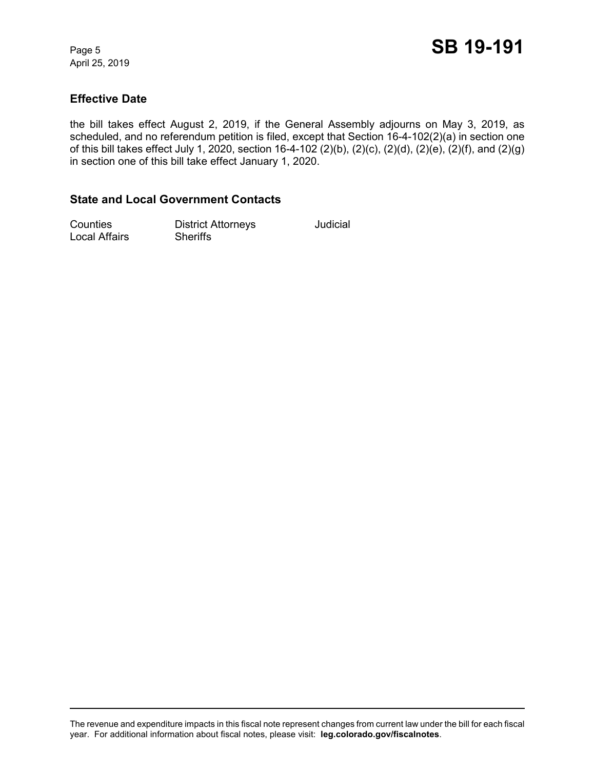## Effective Date

the bill takes effect August 2, 2019, if the General Assembly adjourns on May 3, 2019, as scheduled, and no referendum petition is filed, except that Section 16-4-102(2)(a) in section one of this bill takes effect July 1, 2020, section 16-4-102 (2)(b), (2)(c), (2)(d), (2)(e), (2)(f), and (2)(g) in section one of this bill take effect January 1, 2020.

## State and Local Government Contacts

| | | |
|---|---|---|
| Counties | District Attorneys | Judicial |
| Local Affairs | Sheriffs | |

The revenue and expenditure impacts in this fiscal note represent changes from current law under the bill for each fiscal year. For additional information about fiscal notes, please visit: **leg.colorado.gov/fiscalnotes**.